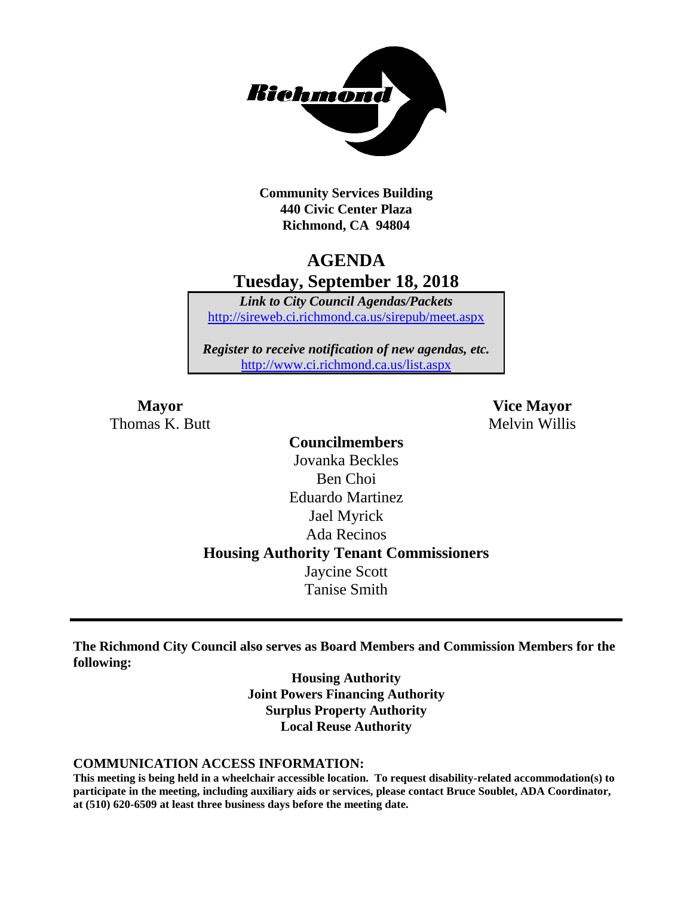**Community Services Building**
**440 Civic Center Plaza**
**Richmond, CA 94804**

# AGENDA
## Tuesday, September 18, 2018

***Link to City Council Agendas/Packets***
http://sireweb.ci.richmond.ca.us/sirepub/meet.aspx

***Register to receive notification of new agendas, etc.***
http://www.ci.richmond.ca.us/list.aspx

**Mayor**
Thomas K. Butt

**Vice Mayor**
Melvin Willis

**Councilmembers**
Jovanka Beckles
Ben Choi
Eduardo Martinez
Jael Myrick
Ada Recinos

**Housing Authority Tenant Commissioners**
Jaycine Scott
Tanise Smith

---

**The Richmond City Council also serves as Board Members and Commission Members for the following:**

**Housing Authority**
**Joint Powers Financing Authority**
**Surplus Property Authority**
**Local Reuse Authority**

**COMMUNICATION ACCESS INFORMATION:**

**This meeting is being held in a wheelchair accessible location. To request disability-related accommodation(s) to participate in the meeting, including auxiliary aids or services, please contact Bruce Soublet, ADA Coordinator, at (510) 620-6509 at least three business days before the meeting date.**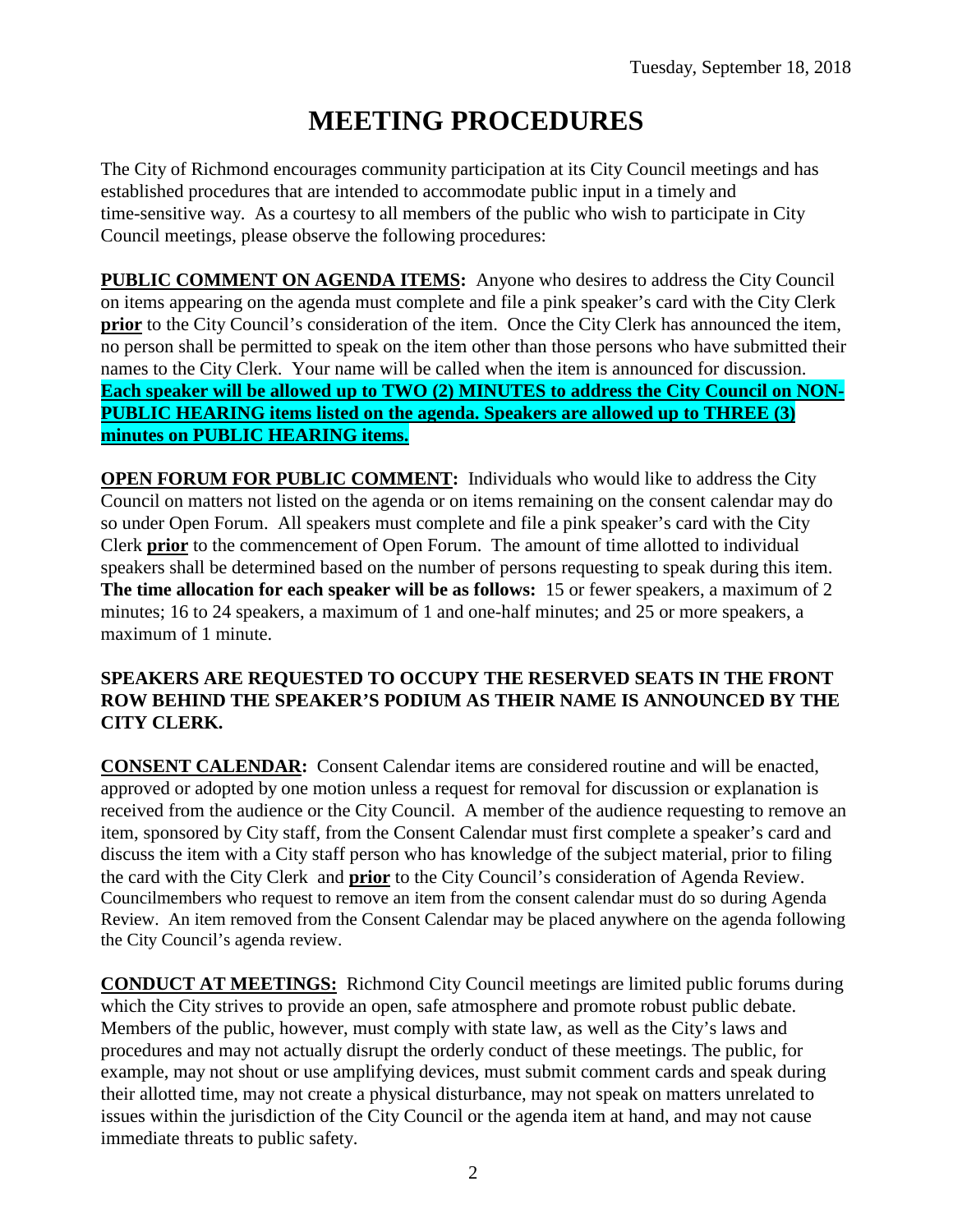Tuesday, September 18, 2018

# MEETING PROCEDURES

The City of Richmond encourages community participation at its City Council meetings and has established procedures that are intended to accommodate public input in a timely and time-sensitive way. As a courtesy to all members of the public who wish to participate in City Council meetings, please observe the following procedures:

**PUBLIC COMMENT ON AGENDA ITEMS:** Anyone who desires to address the City Council on items appearing on the agenda must complete and file a pink speaker's card with the City Clerk **prior** to the City Council's consideration of the item. Once the City Clerk has announced the item, no person shall be permitted to speak on the item other than those persons who have submitted their names to the City Clerk. Your name will be called when the item is announced for discussion. **Each speaker will be allowed up to TWO (2) MINUTES to address the City Council on NON-PUBLIC HEARING items listed on the agenda. Speakers are allowed up to THREE (3) minutes on PUBLIC HEARING items.**

**OPEN FORUM FOR PUBLIC COMMENT:** Individuals who would like to address the City Council on matters not listed on the agenda or on items remaining on the consent calendar may do so under Open Forum. All speakers must complete and file a pink speaker's card with the City Clerk **prior** to the commencement of Open Forum. The amount of time allotted to individual speakers shall be determined based on the number of persons requesting to speak during this item. **The time allocation for each speaker will be as follows:** 15 or fewer speakers, a maximum of 2 minutes; 16 to 24 speakers, a maximum of 1 and one-half minutes; and 25 or more speakers, a maximum of 1 minute.

**SPEAKERS ARE REQUESTED TO OCCUPY THE RESERVED SEATS IN THE FRONT ROW BEHIND THE SPEAKER'S PODIUM AS THEIR NAME IS ANNOUNCED BY THE CITY CLERK.**

**CONSENT CALENDAR:** Consent Calendar items are considered routine and will be enacted, approved or adopted by one motion unless a request for removal for discussion or explanation is received from the audience or the City Council. A member of the audience requesting to remove an item, sponsored by City staff, from the Consent Calendar must first complete a speaker's card and discuss the item with a City staff person who has knowledge of the subject material, prior to filing the card with the City Clerk and **prior** to the City Council's consideration of Agenda Review. Councilmembers who request to remove an item from the consent calendar must do so during Agenda Review. An item removed from the Consent Calendar may be placed anywhere on the agenda following the City Council's agenda review.

**CONDUCT AT MEETINGS:** Richmond City Council meetings are limited public forums during which the City strives to provide an open, safe atmosphere and promote robust public debate. Members of the public, however, must comply with state law, as well as the City's laws and procedures and may not actually disrupt the orderly conduct of these meetings. The public, for example, may not shout or use amplifying devices, must submit comment cards and speak during their allotted time, may not create a physical disturbance, may not speak on matters unrelated to issues within the jurisdiction of the City Council or the agenda item at hand, and may not cause immediate threats to public safety.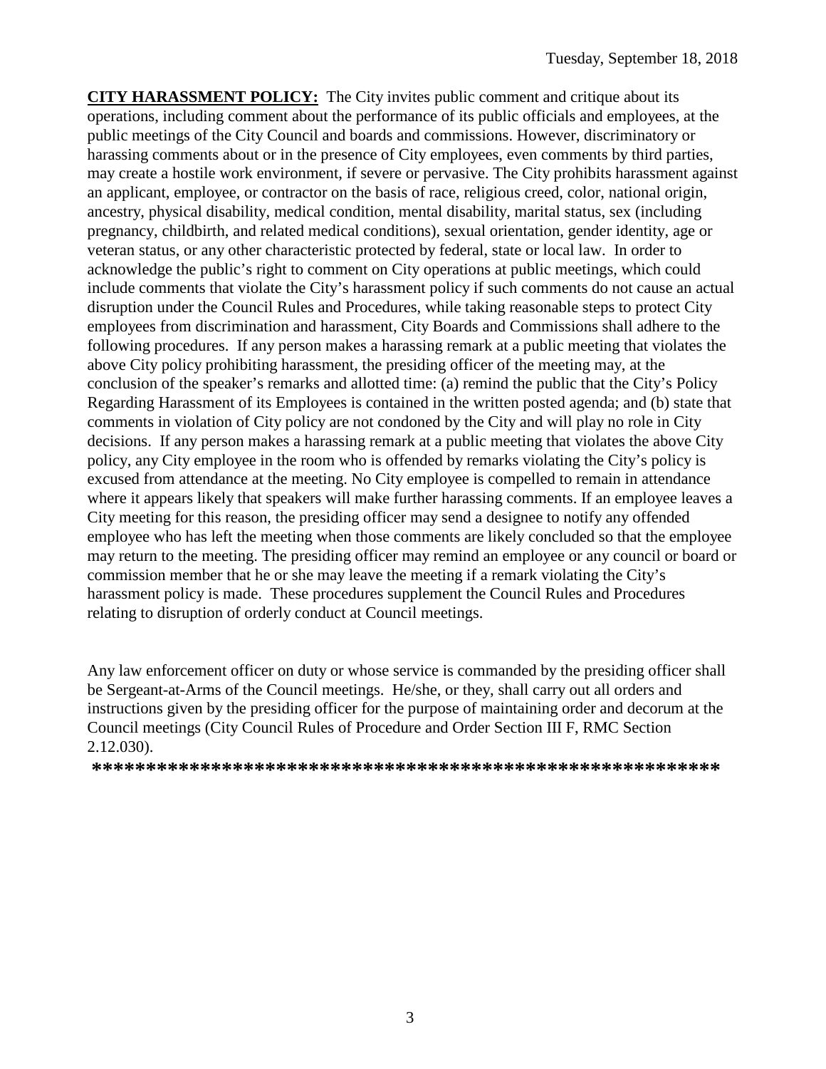**CITY HARASSMENT POLICY:** The City invites public comment and critique about its operations, including comment about the performance of its public officials and employees, at the public meetings of the City Council and boards and commissions. However, discriminatory or harassing comments about or in the presence of City employees, even comments by third parties, may create a hostile work environment, if severe or pervasive. The City prohibits harassment against an applicant, employee, or contractor on the basis of race, religious creed, color, national origin, ancestry, physical disability, medical condition, mental disability, marital status, sex (including pregnancy, childbirth, and related medical conditions), sexual orientation, gender identity, age or veteran status, or any other characteristic protected by federal, state or local law. In order to acknowledge the public's right to comment on City operations at public meetings, which could include comments that violate the City's harassment policy if such comments do not cause an actual disruption under the Council Rules and Procedures, while taking reasonable steps to protect City employees from discrimination and harassment, City Boards and Commissions shall adhere to the following procedures. If any person makes a harassing remark at a public meeting that violates the above City policy prohibiting harassment, the presiding officer of the meeting may, at the conclusion of the speaker's remarks and allotted time: (a) remind the public that the City's Policy Regarding Harassment of its Employees is contained in the written posted agenda; and (b) state that comments in violation of City policy are not condoned by the City and will play no role in City decisions. If any person makes a harassing remark at a public meeting that violates the above City policy, any City employee in the room who is offended by remarks violating the City's policy is excused from attendance at the meeting. No City employee is compelled to remain in attendance where it appears likely that speakers will make further harassing comments. If an employee leaves a City meeting for this reason, the presiding officer may send a designee to notify any offended employee who has left the meeting when those comments are likely concluded so that the employee may return to the meeting. The presiding officer may remind an employee or any council or board or commission member that he or she may leave the meeting if a remark violating the City's harassment policy is made. These procedures supplement the Council Rules and Procedures relating to disruption of orderly conduct at Council meetings.

Any law enforcement officer on duty or whose service is commanded by the presiding officer shall be Sergeant-at-Arms of the Council meetings. He/she, or they, shall carry out all orders and instructions given by the presiding officer for the purpose of maintaining order and decorum at the Council meetings (City Council Rules of Procedure and Order Section III F, RMC Section 2.12.030).

**********************************************************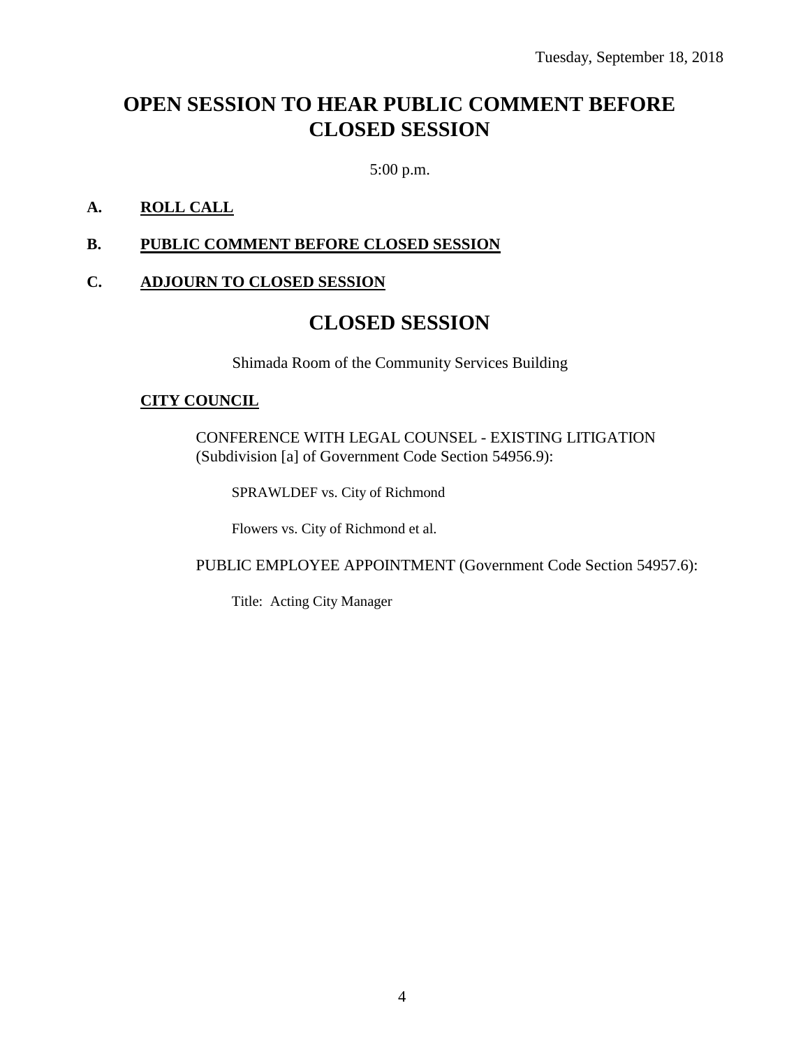Tuesday, September 18, 2018

# OPEN SESSION TO HEAR PUBLIC COMMENT BEFORE CLOSED SESSION

5:00 p.m.

**A. ROLL CALL**

**B. PUBLIC COMMENT BEFORE CLOSED SESSION**

**C. ADJOURN TO CLOSED SESSION**

# CLOSED SESSION

Shimada Room of the Community Services Building

**CITY COUNCIL**

CONFERENCE WITH LEGAL COUNSEL - EXISTING LITIGATION (Subdivision [a] of Government Code Section 54956.9):

SPRAWLDEF vs. City of Richmond

Flowers vs. City of Richmond et al.

PUBLIC EMPLOYEE APPOINTMENT (Government Code Section 54957.6):

Title: Acting City Manager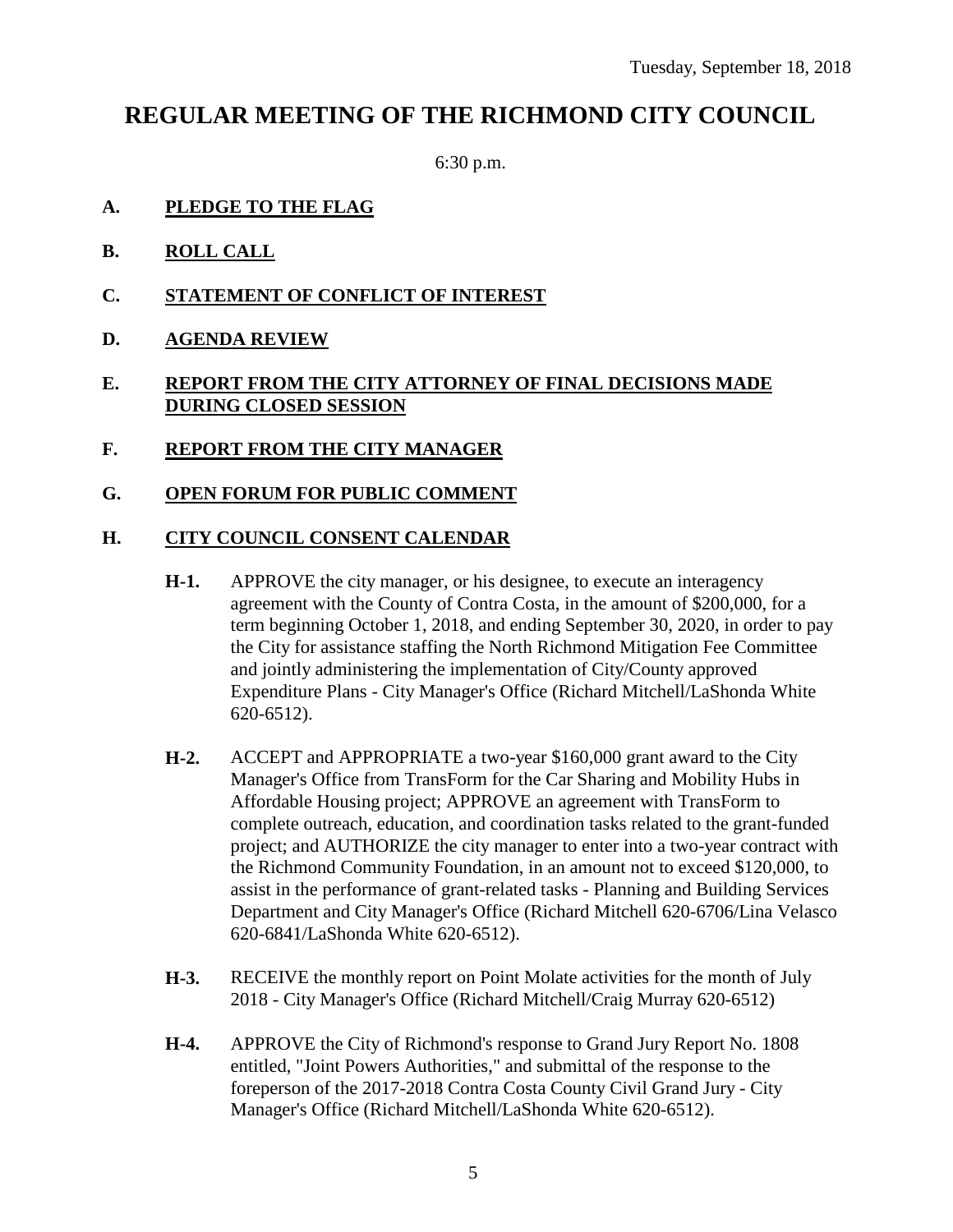Tuesday, September 18, 2018

# REGULAR MEETING OF THE RICHMOND CITY COUNCIL

6:30 p.m.

**A. PLEDGE TO THE FLAG**

**B. ROLL CALL**

**C. STATEMENT OF CONFLICT OF INTEREST**

**D. AGENDA REVIEW**

**E. REPORT FROM THE CITY ATTORNEY OF FINAL DECISIONS MADE DURING CLOSED SESSION**

**F. REPORT FROM THE CITY MANAGER**

**G. OPEN FORUM FOR PUBLIC COMMENT**

**H. CITY COUNCIL CONSENT CALENDAR**

**H-1.** APPROVE the city manager, or his designee, to execute an interagency agreement with the County of Contra Costa, in the amount of $200,000, for a term beginning October 1, 2018, and ending September 30, 2020, in order to pay the City for assistance staffing the North Richmond Mitigation Fee Committee and jointly administering the implementation of City/County approved Expenditure Plans - City Manager's Office (Richard Mitchell/LaShonda White 620-6512).

**H-2.** ACCEPT and APPROPRIATE a two-year $160,000 grant award to the City Manager's Office from TransForm for the Car Sharing and Mobility Hubs in Affordable Housing project; APPROVE an agreement with TransForm to complete outreach, education, and coordination tasks related to the grant-funded project; and AUTHORIZE the city manager to enter into a two-year contract with the Richmond Community Foundation, in an amount not to exceed $120,000, to assist in the performance of grant-related tasks - Planning and Building Services Department and City Manager's Office (Richard Mitchell 620-6706/Lina Velasco 620-6841/LaShonda White 620-6512).

**H-3.** RECEIVE the monthly report on Point Molate activities for the month of July 2018 - City Manager's Office (Richard Mitchell/Craig Murray 620-6512)

**H-4.** APPROVE the City of Richmond's response to Grand Jury Report No. 1808 entitled, "Joint Powers Authorities," and submittal of the response to the foreperson of the 2017-2018 Contra Costa County Civil Grand Jury - City Manager's Office (Richard Mitchell/LaShonda White 620-6512).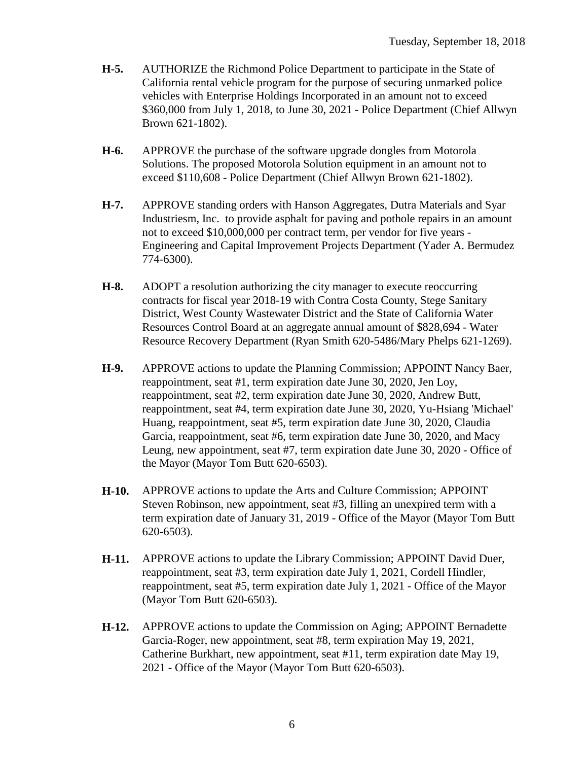**H-5.** AUTHORIZE the Richmond Police Department to participate in the State of California rental vehicle program for the purpose of securing unmarked police vehicles with Enterprise Holdings Incorporated in an amount not to exceed $360,000 from July 1, 2018, to June 30, 2021 - Police Department (Chief Allwyn Brown 621-1802).

**H-6.** APPROVE the purchase of the software upgrade dongles from Motorola Solutions. The proposed Motorola Solution equipment in an amount not to exceed $110,608 - Police Department (Chief Allwyn Brown 621-1802).

**H-7.** APPROVE standing orders with Hanson Aggregates, Dutra Materials and Syar Industriesm, Inc. to provide asphalt for paving and pothole repairs in an amount not to exceed $10,000,000 per contract term, per vendor for five years - Engineering and Capital Improvement Projects Department (Yader A. Bermudez 774-6300).

**H-8.** ADOPT a resolution authorizing the city manager to execute reoccurring contracts for fiscal year 2018-19 with Contra Costa County, Stege Sanitary District, West County Wastewater District and the State of California Water Resources Control Board at an aggregate annual amount of $828,694 - Water Resource Recovery Department (Ryan Smith 620-5486/Mary Phelps 621-1269).

**H-9.** APPROVE actions to update the Planning Commission; APPOINT Nancy Baer, reappointment, seat #1, term expiration date June 30, 2020, Jen Loy, reappointment, seat #2, term expiration date June 30, 2020, Andrew Butt, reappointment, seat #4, term expiration date June 30, 2020, Yu-Hsiang 'Michael' Huang, reappointment, seat #5, term expiration date June 30, 2020, Claudia Garcia, reappointment, seat #6, term expiration date June 30, 2020, and Macy Leung, new appointment, seat #7, term expiration date June 30, 2020 - Office of the Mayor (Mayor Tom Butt 620-6503).

**H-10.** APPROVE actions to update the Arts and Culture Commission; APPOINT Steven Robinson, new appointment, seat #3, filling an unexpired term with a term expiration date of January 31, 2019 - Office of the Mayor (Mayor Tom Butt 620-6503).

**H-11.** APPROVE actions to update the Library Commission; APPOINT David Duer, reappointment, seat #3, term expiration date July 1, 2021, Cordell Hindler, reappointment, seat #5, term expiration date July 1, 2021 - Office of the Mayor (Mayor Tom Butt 620-6503).

**H-12.** APPROVE actions to update the Commission on Aging; APPOINT Bernadette Garcia-Roger, new appointment, seat #8, term expiration May 19, 2021, Catherine Burkhart, new appointment, seat #11, term expiration date May 19, 2021 - Office of the Mayor (Mayor Tom Butt 620-6503).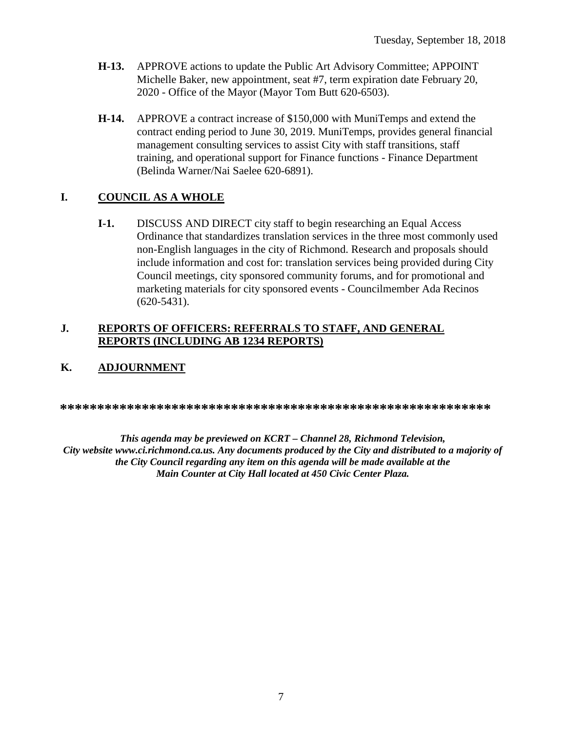- **H-13.** APPROVE actions to update the Public Art Advisory Committee; APPOINT Michelle Baker, new appointment, seat #7, term expiration date February 20, 2020 - Office of the Mayor (Mayor Tom Butt 620-6503).

- **H-14.** APPROVE a contract increase of $150,000 with MuniTemps and extend the contract ending period to June 30, 2019. MuniTemps, provides general financial management consulting services to assist City with staff transitions, staff training, and operational support for Finance functions - Finance Department (Belinda Warner/Nai Saelee 620-6891).

## I. COUNCIL AS A WHOLE

- **I-1.** DISCUSS AND DIRECT city staff to begin researching an Equal Access Ordinance that standardizes translation services in the three most commonly used non-English languages in the city of Richmond. Research and proposals should include information and cost for: translation services being provided during City Council meetings, city sponsored community forums, and for promotional and marketing materials for city sponsored events - Councilmember Ada Recinos (620-5431).

## J. REPORTS OF OFFICERS: REFERRALS TO STAFF, AND GENERAL REPORTS (INCLUDING AB 1234 REPORTS)

## K. ADJOURNMENT

**********************************************************

***This agenda may be previewed on KCRT – Channel 28, Richmond Television, City website www.ci.richmond.ca.us. Any documents produced by the City and distributed to a majority of the City Council regarding any item on this agenda will be made available at the Main Counter at City Hall located at 450 Civic Center Plaza.***